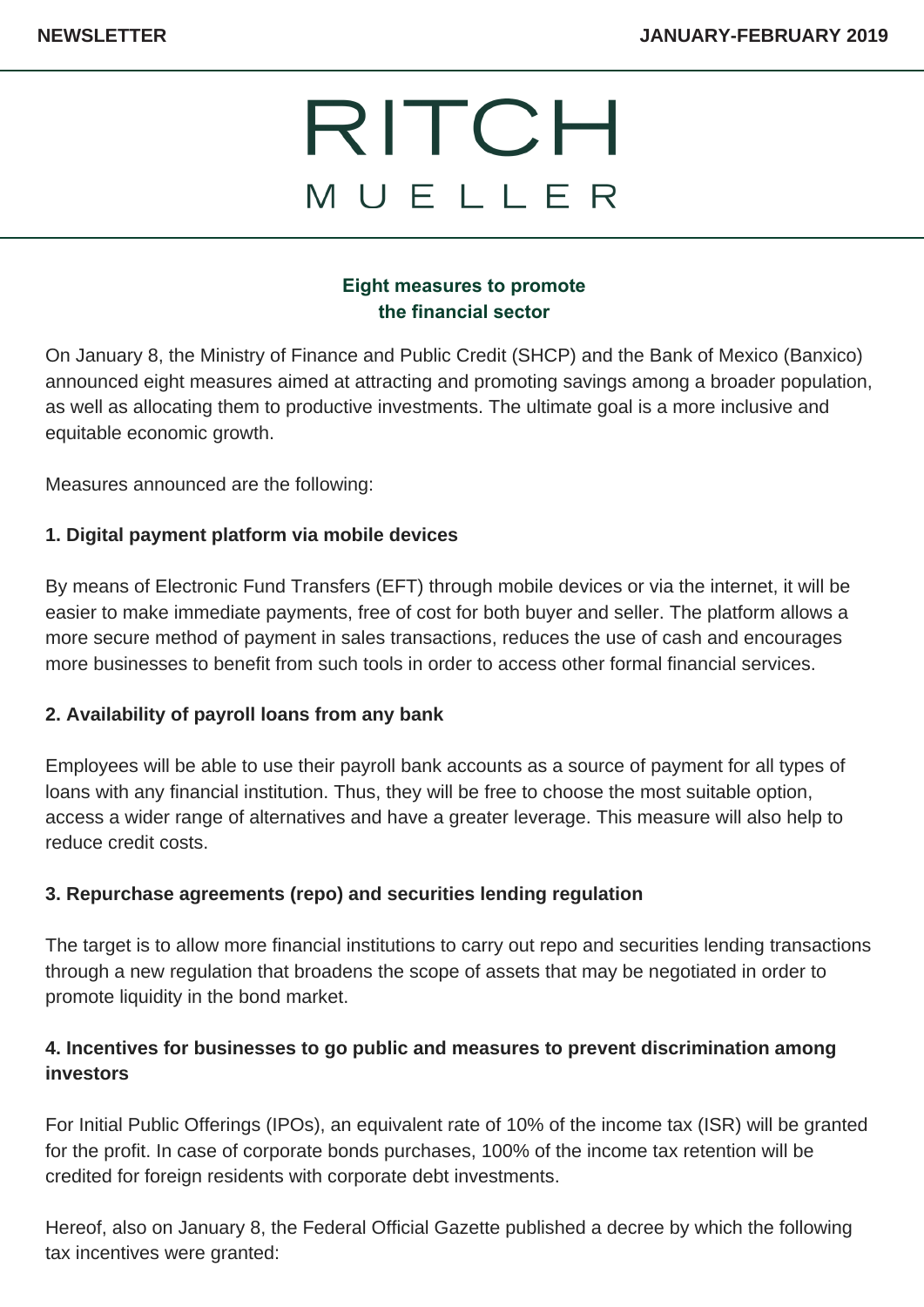NEWSLETTER JANUARY-FEBRUARY 2019

# RITCH MUELLER

## Eight measures to promote the financial sector

On January 8, the Ministry of Finance and Public Credit (SHCP) and the Bank of Mexico (Banxico) announced eight measures aimed at attracting and promoting savings among a broader population, as well as allocating them to productive investments. The ultimate goal is a more inclusive and equitable economic growth.

Measures announced are the following:

**1. Digital payment platform via mobile devices**

By means of Electronic Fund Transfers (EFT) through mobile devices or via the internet, it will be easier to make immediate payments, free of cost for both buyer and seller. The platform allows a more secure method of payment in sales transactions, reduces the use of cash and encourages more businesses to benefit from such tools in order to access other formal financial services.

**2. Availability of payroll loans from any bank**

Employees will be able to use their payroll bank accounts as a source of payment for all types of loans with any financial institution. Thus, they will be free to choose the most suitable option, access a wider range of alternatives and have a greater leverage. This measure will also help to reduce credit costs.

**3. Repurchase agreements (repo) and securities lending regulation**

The target is to allow more financial institutions to carry out repo and securities lending transactions through a new regulation that broadens the scope of assets that may be negotiated in order to promote liquidity in the bond market.

**4. Incentives for businesses to go public and measures to prevent discrimination among investors**

For Initial Public Offerings (IPOs), an equivalent rate of 10% of the income tax (ISR) will be granted for the profit. In case of corporate bonds purchases, 100% of the income tax retention will be credited for foreign residents with corporate debt investments.

Hereof, also on January 8, the Federal Official Gazette published a decree by which the following tax incentives were granted: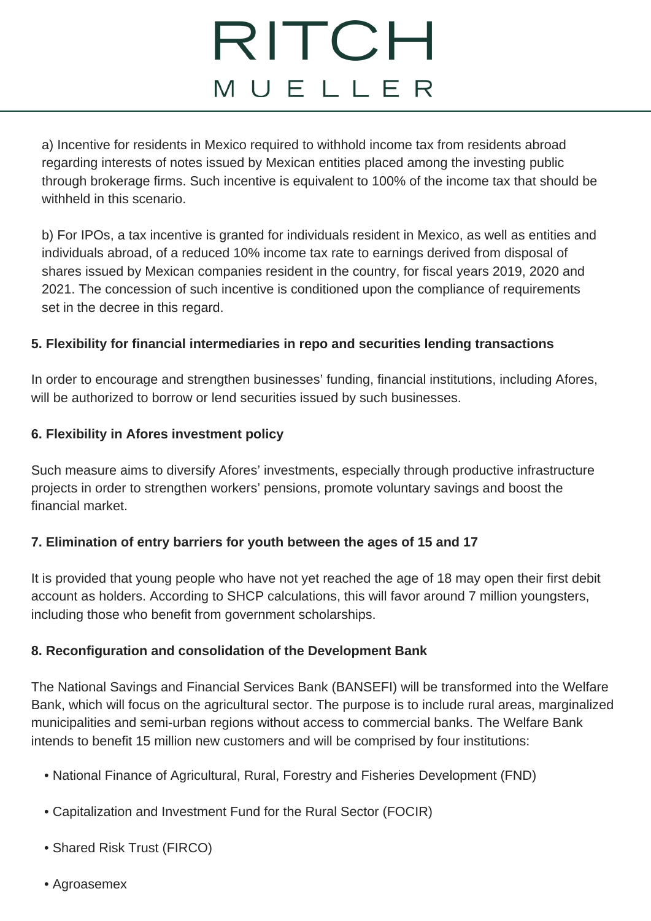a) Incentive for residents in Mexico required to withhold income tax from residents abroad regarding interests of notes issued by Mexican entities placed among the investing public through brokerage firms. Such incentive is equivalent to 100% of the income tax that should be withheld in this scenario.

b) For IPOs, a tax incentive is granted for individuals resident in Mexico, as well as entities and individuals abroad, of a reduced 10% income tax rate to earnings derived from disposal of shares issued by Mexican companies resident in the country, for fiscal years 2019, 2020 and 2021. The concession of such incentive is conditioned upon the compliance of requirements set in the decree in this regard.

**5. Flexibility for financial intermediaries in repo and securities lending transactions**

In order to encourage and strengthen businesses' funding, financial institutions, including Afores, will be authorized to borrow or lend securities issued by such businesses.

**6. Flexibility in Afores investment policy**

Such measure aims to diversify Afores' investments, especially through productive infrastructure projects in order to strengthen workers' pensions, promote voluntary savings and boost the financial market.

**7. Elimination of entry barriers for youth between the ages of 15 and 17**

It is provided that young people who have not yet reached the age of 18 may open their first debit account as holders. According to SHCP calculations, this will favor around 7 million youngsters, including those who benefit from government scholarships.

**8. Reconfiguration and consolidation of the Development Bank**

The National Savings and Financial Services Bank (BANSEFI) will be transformed into the Welfare Bank, which will focus on the agricultural sector. The purpose is to include rural areas, marginalized municipalities and semi-urban regions without access to commercial banks. The Welfare Bank intends to benefit 15 million new customers and will be comprised by four institutions:

- National Finance of Agricultural, Rural, Forestry and Fisheries Development (FND)
- Capitalization and Investment Fund for the Rural Sector (FOCIR)
- Shared Risk Trust (FIRCO)
- Agroasemex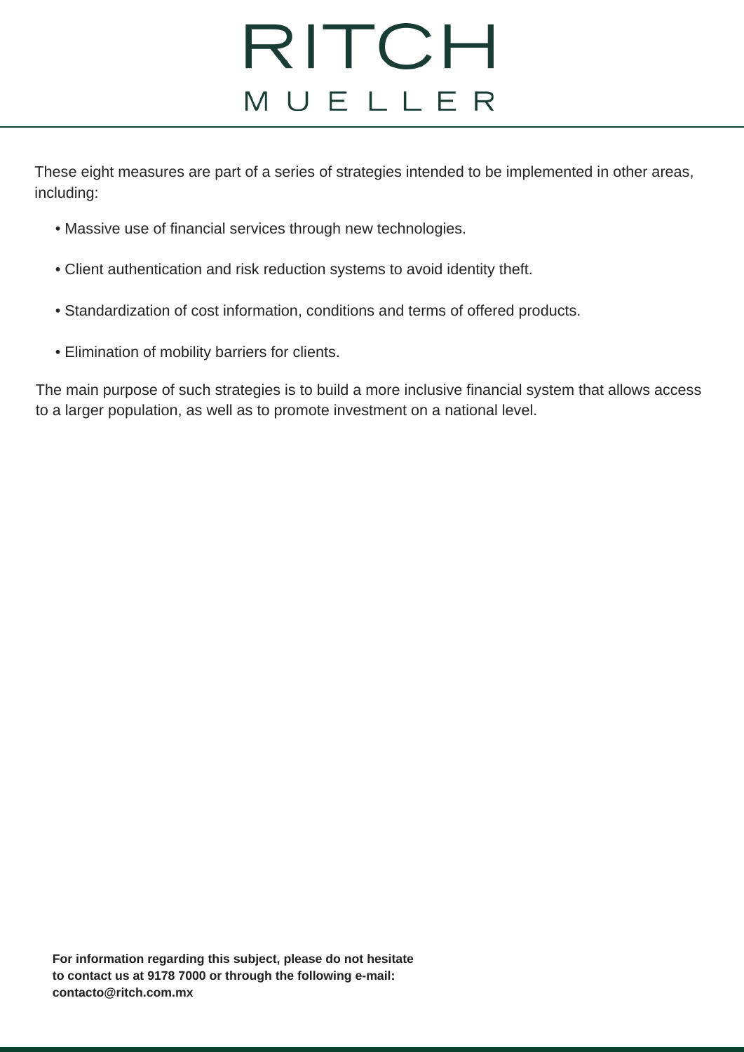These eight measures are part of a series of strategies intended to be implemented in other areas, including:

- Massive use of financial services through new technologies.
- Client authentication and risk reduction systems to avoid identity theft.
- Standardization of cost information, conditions and terms of offered products.
- Elimination of mobility barriers for clients.

The main purpose of such strategies is to build a more inclusive financial system that allows access to a larger population, as well as to promote investment on a national level.

**For information regarding this subject, please do not hesitate to contact us at 9178 7000 or through the following e-mail: contacto@ritch.com.mx**